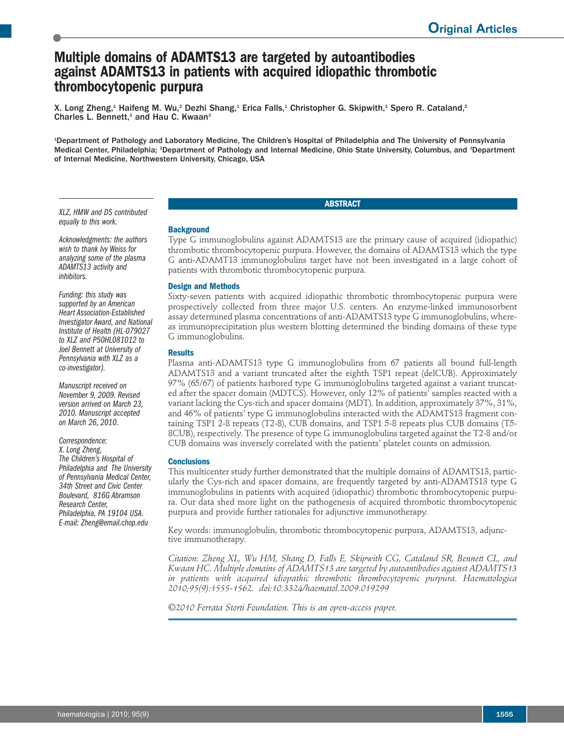Original Articles

# Multiple domains of ADAMTS13 are targeted by autoantibodies against ADAMTS13 in patients with acquired idiopathic thrombotic thrombocytopenic purpura

X. Long Zheng,[1] Haifeng M. Wu,[2] Dezhi Shang,[1] Erica Falls,[1] Christopher G. Skipwith,[1] Spero R. Cataland,[2] Charles L. Bennett,[3] and Hau C. Kwaan[3]

[1]Department of Pathology and Laboratory Medicine, The Children's Hospital of Philadelphia and The University of Pennsylvania Medical Center, Philadelphia; [2]Department of Pathology and Internal Medicine, Ohio State University, Columbus, and [3]Department of Internal Medicine, Northwestern University, Chicago, USA

## ABSTRACT

### Background

Type G immunoglobulins against ADAMTS13 are the primary cause of acquired (idiopathic) thrombotic thrombocytopenic purpura. However, the domains of ADAMTS13 which the type G anti-ADAMT13 immunoglobulins target have not been investigated in a large cohort of patients with thrombotic thrombocytopenic purpura.

### Design and Methods

Sixty-seven patients with acquired idiopathic thrombotic thrombocytopenic purpura were prospectively collected from three major U.S. centers. An enzyme-linked immunosorbent assay determined plasma concentrations of anti-ADAMTS13 type G immunoglobulins, whereas immunoprecipitation plus western blotting determined the binding domains of these type G immunoglobulins.

### Results

Plasma anti-ADAMTS13 type G immunoglobulins from 67 patients all bound full-length ADAMTS13 and a variant truncated after the eighth TSP1 repeat (delCUB). Approximately 97% (65/67) of patients harbored type G immunoglobulins targeted against a variant truncated after the spacer domain (MDTCS). However, only 12% of patients' samples reacted with a variant lacking the Cys-rich and spacer domains (MDT). In addition, approximately 37%, 31%, and 46% of patients' type G immunoglobulins interacted with the ADAMTS13 fragment containing TSP1 2-8 repeats (T2-8), CUB domains, and TSP1 5-8 repeats plus CUB domains (T5-8CUB), respectively. The presence of type G immunoglobulins targeted against the T2-8 and/or CUB domains was inversely correlated with the patients' platelet counts on admission.

### Conclusions

This multicenter study further demonstrated that the multiple domains of ADAMTS13, particularly the Cys-rich and spacer domains, are frequently targeted by anti-ADAMTS13 type G immunoglobulins in patients with acquired (idiopathic) thrombotic thrombocytopenic purpura. Our data shed more light on the pathogenesis of acquired thrombotic thrombocytopenic purpura and provide further rationales for adjunctive immunotherapy.

Key words: immunoglobulin, thrombotic thrombocytopenic purpura, ADAMTS13, adjunctive immunotherapy.

*Citation: Zheng XL, Wu HM, Shang D, Falls E, Skipwith CG, Cataland SR, Bennett CL, and Kwaan HC. Multiple domains of ADAMTS13 are targeted by autoantibodies against ADAMTS13 in patients with acquired idiopathic thrombotic thrombocytopenic purpura. Haematologica 2010;95(9):1555-1562. doi:10.3324/haematol.2009.019299*

*©2010 Ferrata Storti Foundation. This is an open-access paper.*

*XLZ, HMW and DS contributed equally to this work.*

*Acknowledgments: the authors wish to thank Ivy Weiss for analyzing some of the plasma ADAMTS13 activity and inhibitors.*

*Funding: this study was supported by an American Heart Association-Established Investigator Award, and National Institute of Health (HL-079027 to XLZ and P50HL081012 to Joel Bennett at University of Pennsylvania with XLZ as a co-investigator).*

*Manuscript received on November 9, 2009. Revised version arrived on March 23, 2010. Manuscript accepted on March 26, 2010.*

*Correspondence: X. Long Zheng, The Children's Hospital of Philadelphia and The University of Pennsylvania Medical Center, 34th Street and Civic Center Boulevard, 816G Abramson Research Center, Philadelphia, PA 19104 USA. E-mail: Zheng@email.chop.edu*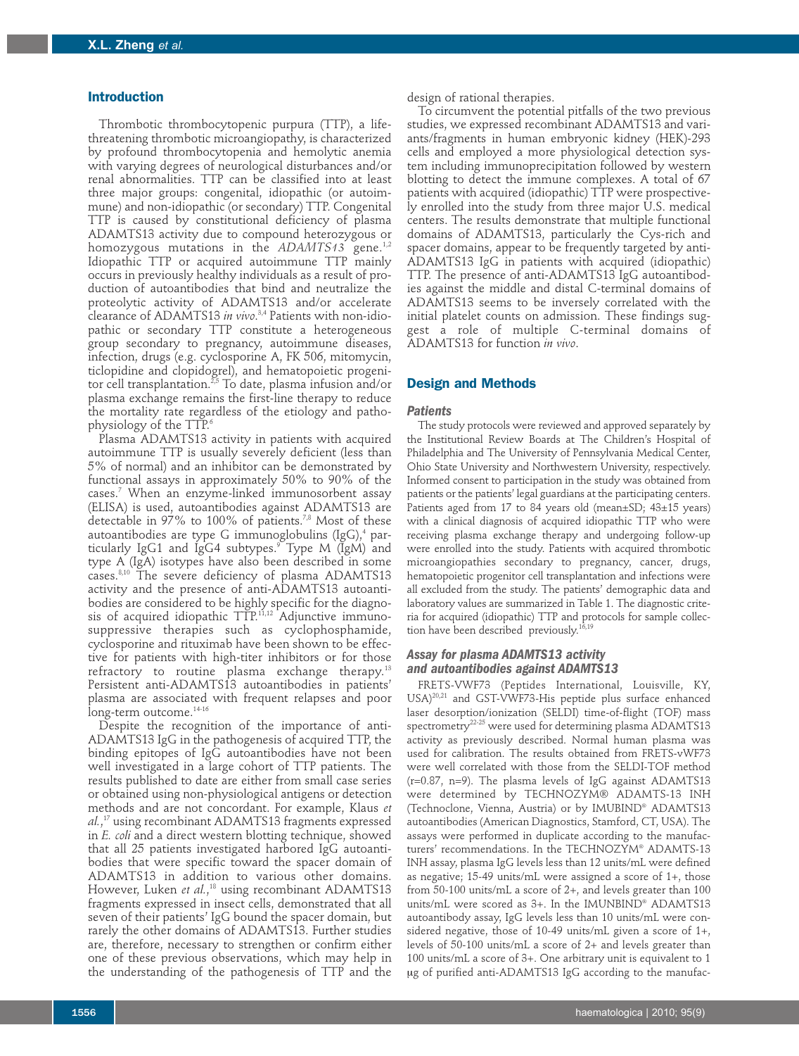## Introduction

Thrombotic thrombocytopenic purpura (TTP), a life-threatening thrombotic microangiopathy, is characterized by profound thrombocytopenia and hemolytic anemia with varying degrees of neurological disturbances and/or renal abnormalities. TTP can be classified into at least three major groups: congenital, idiopathic (or autoimmune) and non-idiopathic (or secondary) TTP. Congenital TTP is caused by constitutional deficiency of plasma ADAMTS13 activity due to compound heterozygous or homozygous mutations in the *ADAMTS13* gene.[1,2] Idiopathic TTP or acquired autoimmune TTP mainly occurs in previously healthy individuals as a result of production of autoantibodies that bind and neutralize the proteolytic activity of ADAMTS13 and/or accelerate clearance of ADAMTS13 *in vivo*.[3,4] Patients with non-idiopathic or secondary TTP constitute a heterogeneous group secondary to pregnancy, autoimmune diseases, infection, drugs (e.g. cyclosporine A, FK 506, mitomycin, ticlopidine and clopidogrel), and hematopoietic progenitor cell transplantation.[2,5] To date, plasma infusion and/or plasma exchange remains the first-line therapy to reduce the mortality rate regardless of the etiology and pathophysiology of the TTP.[6]

Plasma ADAMTS13 activity in patients with acquired autoimmune TTP is usually severely deficient (less than 5% of normal) and an inhibitor can be demonstrated by functional assays in approximately 50% to 90% of the cases.[7] When an enzyme-linked immunosorbent assay (ELISA) is used, autoantibodies against ADAMTS13 are detectable in 97% to 100% of patients.[7,8] Most of these autoantibodies are type G immunoglobulins (IgG),[4] particularly IgG1 and IgG4 subtypes.[9] Type M (IgM) and type A (IgA) isotypes have also been described in some cases.[8,10] The severe deficiency of plasma ADAMTS13 activity and the presence of anti-ADAMTS13 autoantibodies are considered to be highly specific for the diagnosis of acquired idiopathic TTP.[11,12] Adjunctive immunosuppressive therapies such as cyclophosphamide, cyclosporine and rituximab have been shown to be effective for patients with high-titer inhibitors or for those refractory to routine plasma exchange therapy.[13] Persistent anti-ADAMTS13 autoantibodies in patients' plasma are associated with frequent relapses and poor long-term outcome.[14-16]

Despite the recognition of the importance of anti-ADAMTS13 IgG in the pathogenesis of acquired TTP, the binding epitopes of IgG autoantibodies have not been well investigated in a large cohort of TTP patients. The results published to date are either from small case series or obtained using non-physiological antigens or detection methods and are not concordant. For example, Klaus *et al.*,[17] using recombinant ADAMTS13 fragments expressed in *E. coli* and a direct western blotting technique, showed that all 25 patients investigated harbored IgG autoantibodies that were specific toward the spacer domain of ADAMTS13 in addition to various other domains. However, Luken *et al.*,[18] using recombinant ADAMTS13 fragments expressed in insect cells, demonstrated that all seven of their patients' IgG bound the spacer domain, but rarely the other domains of ADAMTS13. Further studies are, therefore, necessary to strengthen or confirm either one of these previous observations, which may help in the understanding of the pathogenesis of TTP and the design of rational therapies.

To circumvent the potential pitfalls of the two previous studies, we expressed recombinant ADAMTS13 and variants/fragments in human embryonic kidney (HEK)-293 cells and employed a more physiological detection system including immunoprecipitation followed by western blotting to detect the immune complexes. A total of 67 patients with acquired (idiopathic) TTP were prospectively enrolled into the study from three major U.S. medical centers. The results demonstrate that multiple functional domains of ADAMTS13, particularly the Cys-rich and spacer domains, appear to be frequently targeted by anti-ADAMTS13 IgG in patients with acquired (idiopathic) TTP. The presence of anti-ADAMTS13 IgG autoantibodies against the middle and distal C-terminal domains of ADAMTS13 seems to be inversely correlated with the initial platelet counts on admission. These findings suggest a role of multiple C-terminal domains of ADAMTS13 for function *in vivo*.

## Design and Methods

### Patients

The study protocols were reviewed and approved separately by the Institutional Review Boards at The Children's Hospital of Philadelphia and The University of Pennsylvania Medical Center, Ohio State University and Northwestern University, respectively. Informed consent to participation in the study was obtained from patients or the patients' legal guardians at the participating centers. Patients aged from 17 to 84 years old (mean±SD; 43±15 years) with a clinical diagnosis of acquired idiopathic TTP who were receiving plasma exchange therapy and undergoing follow-up were enrolled into the study. Patients with acquired thrombotic microangiopathies secondary to pregnancy, cancer, drugs, hematopoietic progenitor cell transplantation and infections were all excluded from the study. The patients' demographic data and laboratory values are summarized in Table 1. The diagnostic criteria for acquired (idiopathic) TTP and protocols for sample collection have been described previously.[16,19]

### Assay for plasma ADAMTS13 activity and autoantibodies against ADAMTS13

FRETS-VWF73 (Peptides International, Louisville, KY, USA)[20,21] and GST-VWF73-His peptide plus surface enhanced laser desorption/ionization (SELDI) time-of-flight (TOF) mass spectrometry[22-25] were used for determining plasma ADAMTS13 activity as previously described. Normal human plasma was used for calibration. The results obtained from FRETS-vWF73 were well correlated with those from the SELDI-TOF method (r=0.87, n=9). The plasma levels of IgG against ADAMTS13 were determined by TECHNOZYM® ADAMTS-13 INH (Technoclone, Vienna, Austria) or by IMUBIND® ADAMTS13 autoantibodies (American Diagnostics, Stamford, CT, USA). The assays were performed in duplicate according to the manufacturers' recommendations. In the TECHNOZYM® ADAMTS-13 INH assay, plasma IgG levels less than 12 units/mL were defined as negative; 15-49 units/mL were assigned a score of 1+, those from 50-100 units/mL a score of 2+, and levels greater than 100 units/mL were scored as 3+. In the IMUNBIND® ADAMTS13 autoantibody assay, IgG levels less than 10 units/mL were considered negative, those of 10-49 units/mL given a score of 1+, levels of 50-100 units/mL a score of 2+ and levels greater than 100 units/mL a score of 3+. One arbitrary unit is equivalent to 1 μg of purified anti-ADAMTS13 IgG according to the manufac-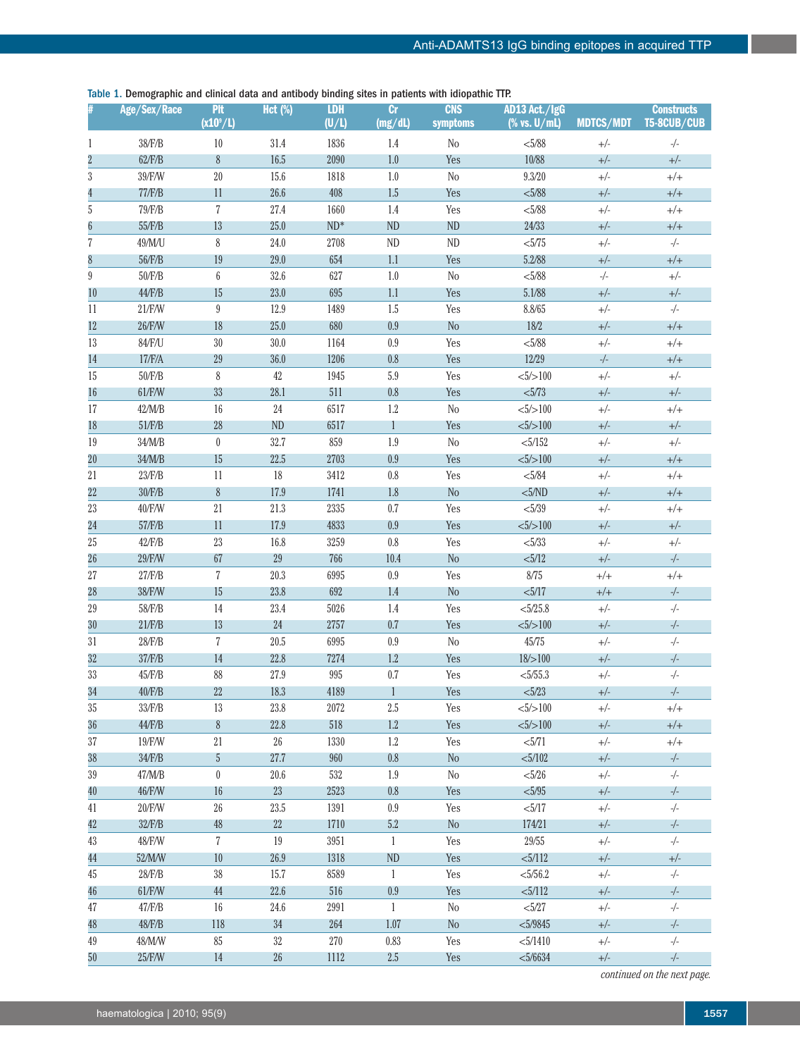Table 1. Demographic and clinical data and antibody binding sites in patients with idiopathic TTP.

| # | Age/Sex/Race | Plt ($\times 10^9$/L) | Hct (%) | LDH (U/L) | Cr (mg/dL) | CNS symptoms | AD13 Act./IgG (% vs. U/mL) | MDTCS/MDT | Constructs T5-8CUB/CUB |
|---|---|---|---|---|---|---|---|---|---|
| 1 | 38/F/B | 10 | 31.4 | 1836 | 1.4 | No | <5/88 | +/- | -/- |
| 2 | 62/F/B | 8 | 16.5 | 2090 | 1.0 | Yes | 10/88 | +/- | +/- |
| 3 | 39/F/W | 20 | 15.6 | 1818 | 1.0 | No | 9.3/20 | +/- | +/+ |
| 4 | 77/F/B | 11 | 26.6 | 408 | 1.5 | Yes | <5/88 | +/- | +/+ |
| 5 | 79/F/B | 7 | 27.4 | 1660 | 1.4 | Yes | <5/88 | +/- | +/+ |
| 6 | 55/F/B | 13 | 25.0 | ND* | ND | ND | 24/33 | +/- | +/+ |
| 7 | 49/M/U | 8 | 24.0 | 2708 | ND | ND | <5/75 | +/- | -/- |
| 8 | 56/F/B | 19 | 29.0 | 654 | 1.1 | Yes | 5.2/88 | +/- | +/+ |
| 9 | 50/F/B | 6 | 32.6 | 627 | 1.0 | No | <5/88 | -/- | +/- |
| 10 | 44/F/B | 15 | 23.0 | 695 | 1.1 | Yes | 5.1/88 | +/- | +/- |
| 11 | 21/F/W | 9 | 12.9 | 1489 | 1.5 | Yes | 8.8/65 | +/- | -/- |
| 12 | 26/F/W | 18 | 25.0 | 680 | 0.9 | No | 18/2 | +/- | +/+ |
| 13 | 84/F/U | 30 | 30.0 | 1164 | 0.9 | Yes | <5/88 | +/- | +/+ |
| 14 | 17/F/A | 29 | 36.0 | 1206 | 0.8 | Yes | 12/29 | -/- | +/+ |
| 15 | 50/F/B | 8 | 42 | 1945 | 5.9 | Yes | <5/>100 | +/- | +/- |
| 16 | 61/F/W | 33 | 28.1 | 511 | 0.8 | Yes | <5/73 | +/- | +/- |
| 17 | 42/M/B | 16 | 24 | 6517 | 1.2 | No | <5/>100 | +/- | +/+ |
| 18 | 51/F/B | 28 | ND | 6517 | 1 | Yes | <5/>100 | +/- | +/- |
| 19 | 34/M/B | 0 | 32.7 | 859 | 1.9 | No | <5/152 | +/- | +/- |
| 20 | 34/M/B | 15 | 22.5 | 2703 | 0.9 | Yes | <5/>100 | +/- | +/+ |
| 21 | 23/F/B | 11 | 18 | 3412 | 0.8 | Yes | <5/84 | +/- | +/+ |
| 22 | 30/F/B | 8 | 17.9 | 1741 | 1.8 | No | <5/ND | +/- | +/+ |
| 23 | 40/F/W | 21 | 21.3 | 2335 | 0.7 | Yes | <5/39 | +/- | +/+ |
| 24 | 57/F/B | 11 | 17.9 | 4833 | 0.9 | Yes | <5/>100 | +/- | +/- |
| 25 | 42/F/B | 23 | 16.8 | 3259 | 0.8 | Yes | <5/33 | +/- | +/- |
| 26 | 29/F/W | 67 | 29 | 766 | 10.4 | No | <5/12 | +/- | -/- |
| 27 | 27/F/B | 7 | 20.3 | 6995 | 0.9 | Yes | 8/75 | +/+ | +/+ |
| 28 | 38/F/W | 15 | 23.8 | 692 | 1.4 | No | <5/17 | +/+ | -/- |
| 29 | 58/F/B | 14 | 23.4 | 5026 | 1.4 | Yes | <5/25.8 | +/- | -/- |
| 30 | 21/F/B | 13 | 24 | 2757 | 0.7 | Yes | <5/>100 | +/- | -/- |
| 31 | 28/F/B | 7 | 20.5 | 6995 | 0.9 | No | 45/75 | +/- | -/- |
| 32 | 37/F/B | 14 | 22.8 | 7274 | 1.2 | Yes | 18/>100 | +/- | -/- |
| 33 | 45/F/B | 88 | 27.9 | 995 | 0.7 | Yes | <5/55.3 | +/- | -/- |
| 34 | 40/F/B | 22 | 18.3 | 4189 | 1 | Yes | <5/23 | +/- | -/- |
| 35 | 33/F/B | 13 | 23.8 | 2072 | 2.5 | Yes | <5/>100 | +/- | +/+ |
| 36 | 44/F/B | 8 | 22.8 | 518 | 1.2 | Yes | <5/>100 | +/- | +/+ |
| 37 | 19/F/W | 21 | 26 | 1330 | 1.2 | Yes | <5/71 | +/- | +/+ |
| 38 | 34/F/B | 5 | 27.7 | 960 | 0.8 | No | <5/102 | +/- | -/- |
| 39 | 47/M/B | 0 | 20.6 | 532 | 1.9 | No | <5/26 | +/- | -/- |
| 40 | 46/F/W | 16 | 23 | 2523 | 0.8 | Yes | <5/95 | +/- | -/- |
| 41 | 20/F/W | 26 | 23.5 | 1391 | 0.9 | Yes | <5/17 | +/- | -/- |
| 42 | 32/F/B | 48 | 22 | 1710 | 5.2 | No | 174/21 | +/- | -/- |
| 43 | 48/F/W | 7 | 19 | 3951 | 1 | Yes | 29/55 | +/- | -/- |
| 44 | 52/M/W | 10 | 26.9 | 1318 | ND | Yes | <5/112 | +/- | +/- |
| 45 | 28/F/B | 38 | 15.7 | 8589 | 1 | Yes | <5/56.2 | +/- | -/- |
| 46 | 61/F/W | 44 | 22.6 | 516 | 0.9 | Yes | <5/112 | +/- | -/- |
| 47 | 47/F/B | 16 | 24.6 | 2991 | 1 | No | <5/27 | +/- | -/- |
| 48 | 48/F/B | 118 | 34 | 264 | 1.07 | No | <5/9845 | +/- | -/- |
| 49 | 48/M/W | 85 | 32 | 270 | 0.83 | Yes | <5/1410 | +/- | -/- |
| 50 | 25/F/W | 14 | 26 | 1112 | 2.5 | Yes | <5/6634 | +/- | -/- |

*continued on the next page.*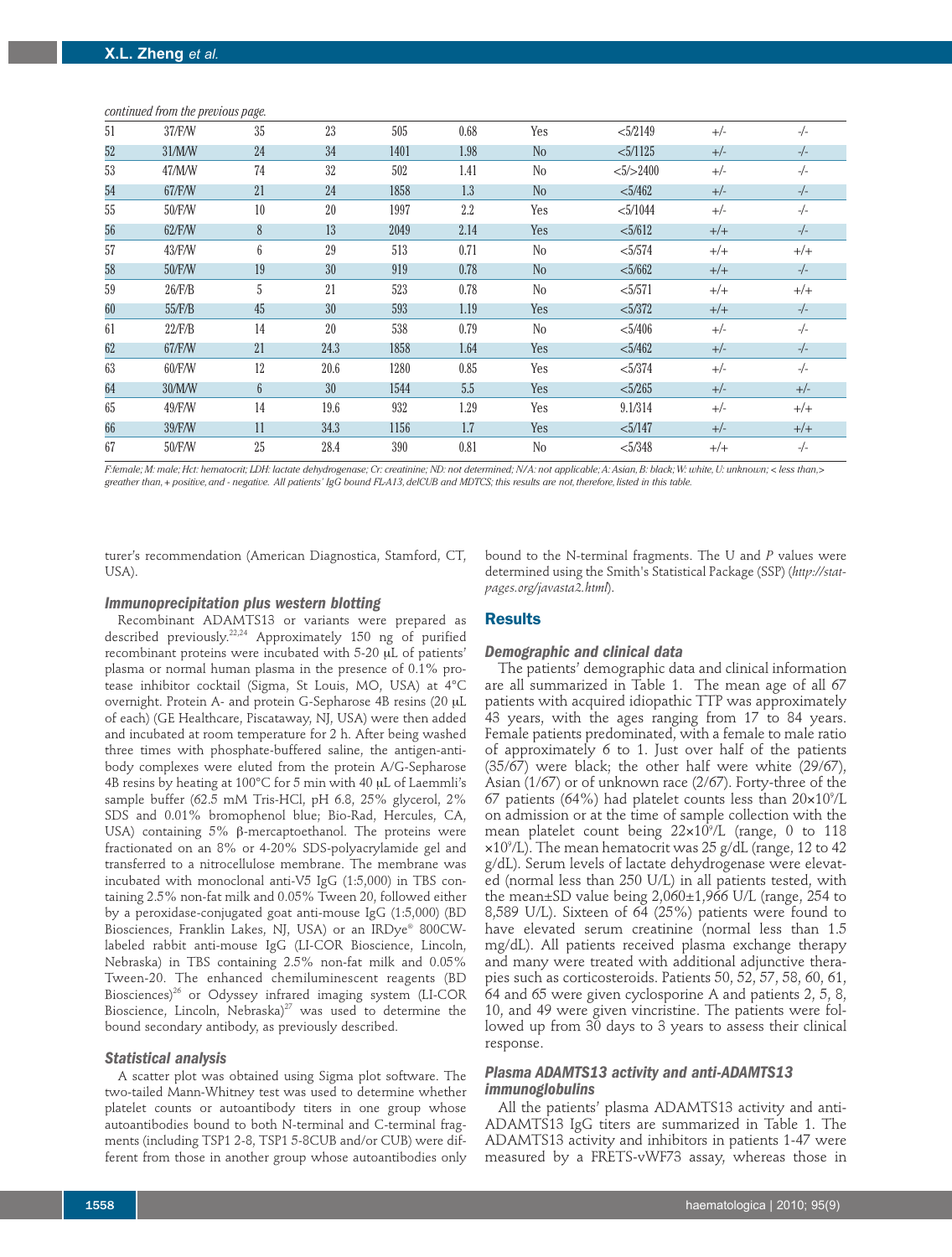*continued from the previous page.*

| | | | | | | | | | |
|---|---|---|---|---|---|---|---|---|---|
| 51 | 37/F/W | 35 | 23 | 505 | 0.68 | Yes | <5/2149 | +/- | -/- |
| 52 | 31/M/W | 24 | 34 | 1401 | 1.98 | No | <5/1125 | +/- | -/- |
| 53 | 47/M/W | 74 | 32 | 502 | 1.41 | No | <5/>2400 | +/- | -/- |
| 54 | 67/F/W | 21 | 24 | 1858 | 1.3 | No | <5/462 | +/- | -/- |
| 55 | 50/F/W | 10 | 20 | 1997 | 2.2 | Yes | <5/1044 | +/- | -/- |
| 56 | 62/F/W | 8 | 13 | 2049 | 2.14 | Yes | <5/612 | +/+ | -/- |
| 57 | 43/F/W | 6 | 29 | 513 | 0.71 | No | <5/574 | +/+ | +/+ |
| 58 | 50/F/W | 19 | 30 | 919 | 0.78 | No | <5/662 | +/+ | -/- |
| 59 | 26/F/B | 5 | 21 | 523 | 0.78 | No | <5/571 | +/+ | +/+ |
| 60 | 55/F/B | 45 | 30 | 593 | 1.19 | Yes | <5/372 | +/+ | -/- |
| 61 | 22/F/B | 14 | 20 | 538 | 0.79 | No | <5/406 | +/- | -/- |
| 62 | 67/F/W | 21 | 24.3 | 1858 | 1.64 | Yes | <5/462 | +/- | -/- |
| 63 | 60/F/W | 12 | 20.6 | 1280 | 0.85 | Yes | <5/374 | +/- | -/- |
| 64 | 30/M/W | 6 | 30 | 1544 | 5.5 | Yes | <5/265 | +/- | +/- |
| 65 | 49/F/W | 14 | 19.6 | 932 | 1.29 | Yes | 9.1/314 | +/- | +/+ |
| 66 | 39/F/W | 11 | 34.3 | 1156 | 1.7 | Yes | <5/147 | +/- | +/+ |
| 67 | 50/F/W | 25 | 28.4 | 390 | 0.81 | No | <5/348 | +/+ | -/- |

*F:female; M: male; Hct: hematocrit; LDH: lactate dehydrogenase; Cr: creatinine; ND: not determined; N/A: not applicable; A: Asian, B: black; W: white, U: unknown; < less than,> greather than, + positive, and - negative. All patients' IgG bound FL-A13, delCUB and MDTCS; this results are not, therefore, listed in this table.*

turer's recommendation (American Diagnostica, Stamford, CT, USA).

### *Immunoprecipitation plus western blotting*

Recombinant ADAMTS13 or variants were prepared as described previously.[22,24] Approximately 150 ng of purified recombinant proteins were incubated with 5-20 μL of patients' plasma or normal human plasma in the presence of 0.1% protease inhibitor cocktail (Sigma, St Louis, MO, USA) at 4°C overnight. Protein A- and protein G-Sepharose 4B resins (20 μL of each) (GE Healthcare, Piscataway, NJ, USA) were then added and incubated at room temperature for 2 h. After being washed three times with phosphate-buffered saline, the antigen-antibody complexes were eluted from the protein A/G-Sepharose 4B resins by heating at 100°C for 5 min with 40 μL of Laemmli's sample buffer (62.5 mM Tris-HCl, pH 6.8, 25% glycerol, 2% SDS and 0.01% bromophenol blue; Bio-Rad, Hercules, CA, USA) containing 5% β-mercaptoethanol. The proteins were fractionated on an 8% or 4-20% SDS-polyacrylamide gel and transferred to a nitrocellulose membrane. The membrane was incubated with monoclonal anti-V5 IgG (1:5,000) in TBS containing 2.5% non-fat milk and 0.05% Tween 20, followed either by a peroxidase-conjugated goat anti-mouse IgG (1:5,000) (BD Biosciences, Franklin Lakes, NJ, USA) or an IRDye® 800CW-labeled rabbit anti-mouse IgG (LI-COR Bioscience, Lincoln, Nebraska) in TBS containing 2.5% non-fat milk and 0.05% Tween-20. The enhanced chemiluminescent reagents (BD Biosciences)[26] or Odyssey infrared imaging system (LI-COR Bioscience, Lincoln, Nebraska)[27] was used to determine the bound secondary antibody, as previously described.

### *Statistical analysis*

A scatter plot was obtained using Sigma plot software. The two-tailed Mann-Whitney test was used to determine whether platelet counts or autoantibody titers in one group whose autoantibodies bound to both N-terminal and C-terminal fragments (including TSP1 2-8, TSP1 5-8CUB and/or CUB) were different from those in another group whose autoantibodies only bound to the N-terminal fragments. The U and *P* values were determined using the Smith's Statistical Package (SSP) (*http://statpages.org/javasta2.html*).

## Results

### *Demographic and clinical data*

The patients' demographic data and clinical information are all summarized in Table 1. The mean age of all 67 patients with acquired idiopathic TTP was approximately 43 years, with the ages ranging from 17 to 84 years. Female patients predominated, with a female to male ratio of approximately 6 to 1. Just over half of the patients (35/67) were black; the other half were white (29/67), Asian (1/67) or of unknown race (2/67). Forty-three of the 67 patients (64%) had platelet counts less than $20\times10^9$/L on admission or at the time of sample collection with the mean platelet count being $22\times10^9$/L (range, 0 to 118 $\times10^9$/L). The mean hematocrit was 25 g/dL (range, 12 to 42 g/dL). Serum levels of lactate dehydrogenase were elevated (normal less than 250 U/L) in all patients tested, with the mean±SD value being 2,060±1,966 U/L (range, 254 to 8,589 U/L). Sixteen of 64 (25%) patients were found to have elevated serum creatinine (normal less than 1.5 mg/dL). All patients received plasma exchange therapy and many were treated with additional adjunctive therapies such as corticosteroids. Patients 50, 52, 57, 58, 60, 61, 64 and 65 were given cyclosporine A and patients 2, 5, 8, 10, and 49 were given vincristine. The patients were followed up from 30 days to 3 years to assess their clinical response.

### *Plasma ADAMTS13 activity and anti-ADAMTS13 immunoglobulins*

All the patients' plasma ADAMTS13 activity and anti-ADAMTS13 IgG titers are summarized in Table 1. The ADAMTS13 activity and inhibitors in patients 1-47 were measured by a FRETS-vWF73 assay, whereas those in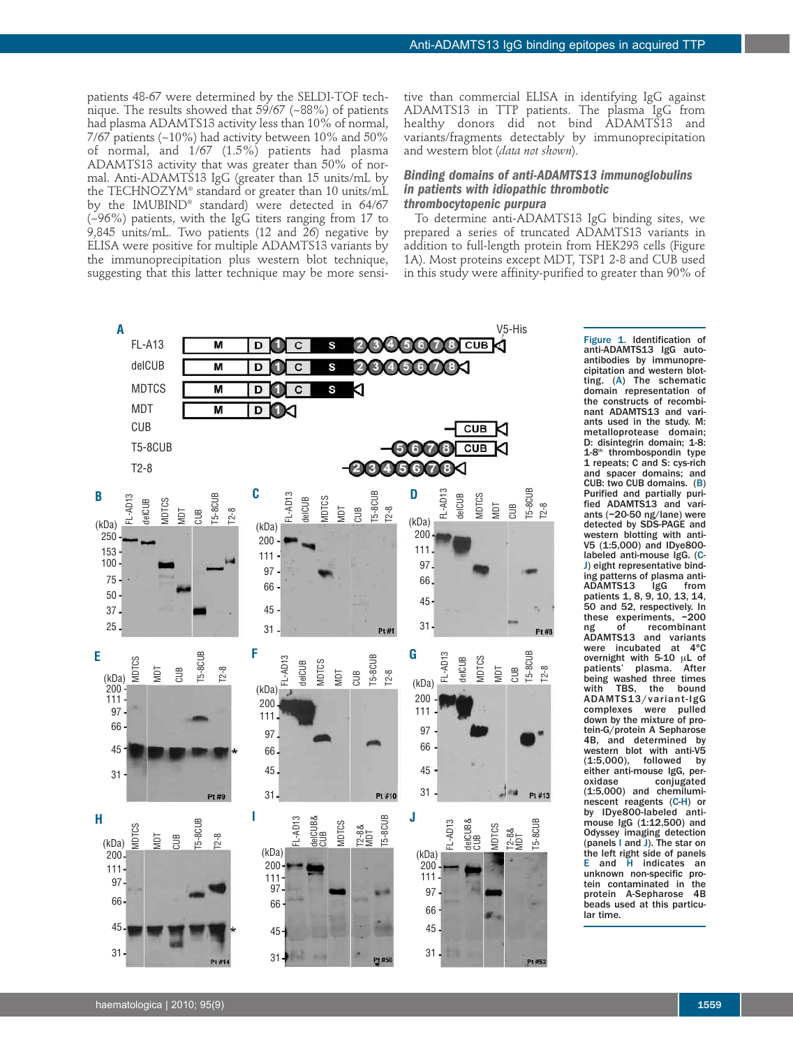patients 48-67 were determined by the SELDI-TOF technique. The results showed that 59/67 (~88%) of patients had plasma ADAMTS13 activity less than 10% of normal, 7/67 patients (~10%) had activity between 10% and 50% of normal, and 1/67 (1.5%) patients had plasma ADAMTS13 activity that was greater than 50% of normal. Anti-ADAMTS13 IgG (greater than 15 units/mL by the TECHNOZYM® standard or greater than 10 units/mL by the IMUBIND® standard) were detected in 64/67 (~96%) patients, with the IgG titers ranging from 17 to 9,845 units/mL. Two patients (12 and 26) negative by ELISA were positive for multiple ADAMTS13 variants by the immunoprecipitation plus western blot technique, suggesting that this latter technique may be more sensitive than commercial ELISA in identifying IgG against ADAMTS13 in TTP patients. The plasma IgG from healthy donors did not bind ADAMTS13 and variants/fragments detectably by immunoprecipitation and western blot (*data not shown*).

### *Binding domains of anti-ADAMTS13 immunoglobulins in patients with idiopathic thrombotic thrombocytopenic purpura*

To determine anti-ADAMTS13 IgG binding sites, we prepared a series of truncated ADAMTS13 variants in addition to full-length protein from HEK293 cells (Figure 1A). Most proteins except MDT, TSP1 2-8 and CUB used in this study were affinity-purified to greater than 90% of

**Figure 1. Identification of anti-ADAMTS13 IgG autoantibodies by immunoprecipitation and western blotting.** (A) The schematic domain representation of the constructs of recombinant ADAMTS13 and variants used in the study. M: metalloprotease domain; D: disintegrin domain; 1-8: 1-8th thrombospondin type 1 repeats; C and S: cys-rich and spacer domains; and CUB: two CUB domains. (B) Purified and partially purified ADAMTS13 and variants (~20-50 ng/lane) were detected by SDS-PAGE and western blotting with anti-V5 (1:5,000) and IDye800-labeled anti-mouse IgG. (C-J) eight representative binding patterns of plasma anti-ADAMTS13 IgG from patients 1, 8, 9, 10, 13, 14, 50 and 52, respectively. In these experiments, ~200 ng of recombinant ADAMTS13 and variants were incubated at 4°C overnight with 5-10 μL of patients' plasma. After being washed three times with TBS, the bound ADAMTS13/variant-IgG complexes were pulled down by the mixture of protein-G/protein A Sepharose 4B, and determined by western blot with anti-V5 (1:5,000), followed by either anti-mouse IgG, peroxidase conjugated (1:5,000) and chemiluminescent reagents (C-H) or by IDye800-labeled anti-mouse IgG (1:12,500) and Odyssey imaging detection (panels I and J). The star on the left right side of panels E and H indicates an unknown non-specific protein contaminated in the protein A-Sepharose 4B beads used at this particular time.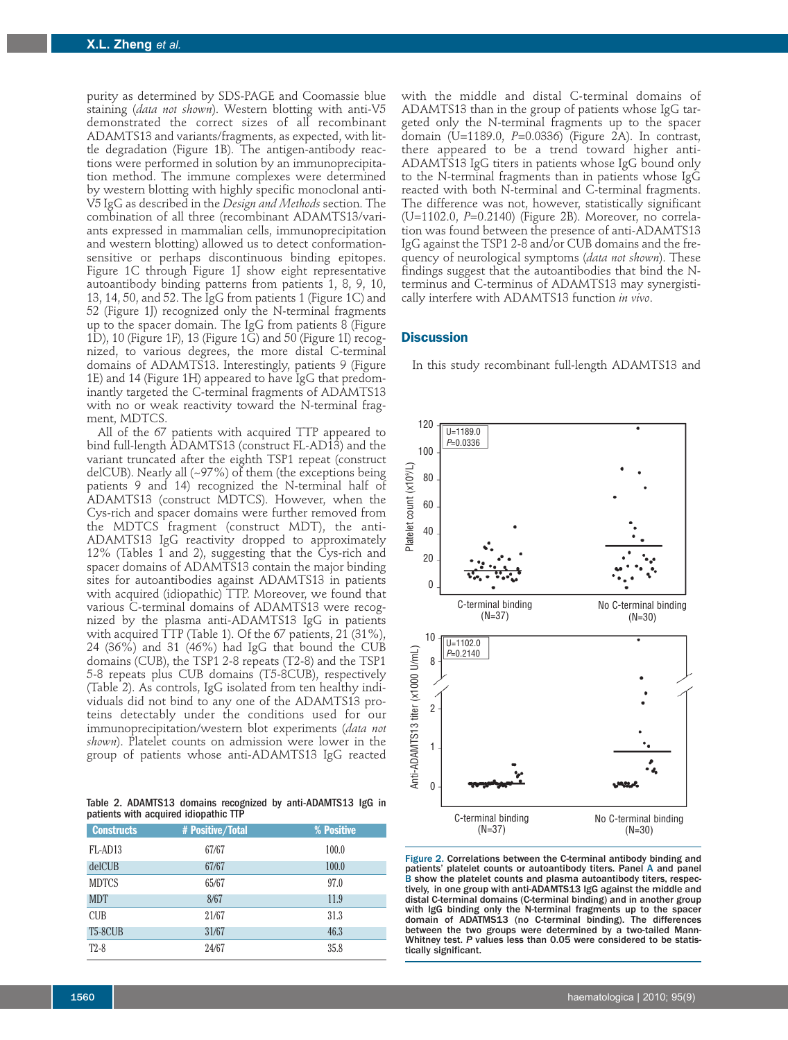purity as determined by SDS-PAGE and Coomassie blue staining (*data not shown*). Western blotting with anti-V5 demonstrated the correct sizes of all recombinant ADAMTS13 and variants/fragments, as expected, with little degradation (Figure 1B). The antigen-antibody reactions were performed in solution by an immunoprecipitation method. The immune complexes were determined by western blotting with highly specific monoclonal anti-V5 IgG as described in the *Design and Methods* section. The combination of all three (recombinant ADAMTS13/variants expressed in mammalian cells, immunoprecipitation and western blotting) allowed us to detect conformation-sensitive or perhaps discontinuous binding epitopes. Figure 1C through Figure 1J show eight representative autoantibody binding patterns from patients 1, 8, 9, 10, 13, 14, 50, and 52. The IgG from patients 1 (Figure 1C) and 52 (Figure 1J) recognized only the N-terminal fragments up to the spacer domain. The IgG from patients 8 (Figure 1D), 10 (Figure 1F), 13 (Figure 1G) and 50 (Figure 1I) recognized, to various degrees, the more distal C-terminal domains of ADAMTS13. Interestingly, patients 9 (Figure 1E) and 14 (Figure 1H) appeared to have IgG that predominantly targeted the C-terminal fragments of ADAMTS13 with no or weak reactivity toward the N-terminal fragment, MDTCS.

All of the 67 patients with acquired TTP appeared to bind full-length ADAMTS13 (construct FL-AD13) and the variant truncated after the eighth TSP1 repeat (construct delCUB). Nearly all (~97%) of them (the exceptions being patients 9 and 14) recognized the N-terminal half of ADAMTS13 (construct MDTCS). However, when the Cys-rich and spacer domains were further removed from the MDTCS fragment (construct MDT), the anti-ADAMTS13 IgG reactivity dropped to approximately 12% (Tables 1 and 2), suggesting that the Cys-rich and spacer domains of ADAMTS13 contain the major binding sites for autoantibodies against ADAMTS13 in patients with acquired (idiopathic) TTP. Moreover, we found that various C-terminal domains of ADAMTS13 were recognized by the plasma anti-ADAMTS13 IgG in patients with acquired TTP (Table 1). Of the 67 patients, 21 (31%), 24 (36%) and 31 (46%) had IgG that bound the CUB domains (CUB), the TSP1 2-8 repeats (T2-8) and the TSP1 5-8 repeats plus CUB domains (T5-8CUB), respectively (Table 2). As controls, IgG isolated from ten healthy individuals did not bind to any one of the ADAMTS13 proteins detectably under the conditions used for our immunoprecipitation/western blot experiments (*data not shown*). Platelet counts on admission were lower in the group of patients whose anti-ADAMTS13 IgG reacted with the middle and distal C-terminal domains of ADAMTS13 than in the group of patients whose IgG targeted only the N-terminal fragments up to the spacer domain (U=1189.0, *P*=0.0336) (Figure 2A). In contrast, there appeared to be a trend toward higher anti-ADAMTS13 IgG titers in patients whose IgG bound only to the N-terminal fragments than in patients whose IgG reacted with both N-terminal and C-terminal fragments. The difference was not, however, statistically significant (U=1102.0, *P*=0.2140) (Figure 2B). Moreover, no correlation was found between the presence of anti-ADAMTS13 IgG against the TSP1 2-8 and/or CUB domains and the frequency of neurological symptoms (*data not shown*). These findings suggest that the autoantibodies that bind the N-terminus and C-terminus of ADAMTS13 may synergistically interfere with ADAMTS13 function *in vivo*.

Table 2. ADAMTS13 domains recognized by anti-ADAMTS13 IgG in patients with acquired idiopathic TTP

| Constructs | # Positive/Total | % Positive |
|---|---|---|
| FL-AD13 | 67/67 | 100.0 |
| delCUB | 67/67 | 100.0 |
| MDTCS | 65/67 | 97.0 |
| MDT | 8/67 | 11.9 |
| CUB | 21/67 | 31.3 |
| T5-8CUB | 31/67 | 46.3 |
| T2-8 | 24/67 | 35.8 |

Figure 2. Correlations between the C-terminal antibody binding and patients' platelet counts or autoantibody titers. Panel A and panel B show the platelet counts and plasma autoantibody titers, respectively, in one group with anti-ADAMTS13 IgG against the middle and distal C-terminal domains (C-terminal binding) and in another group with IgG binding only the N-terminal fragments up to the spacer domain of ADATMS13 (no C-terminal binding). The differences between the two groups were determined by a two-tailed Mann-Whitney test. *P* values less than 0.05 were considered to be statistically significant.

## Discussion

In this study recombinant full-length ADAMTS13 and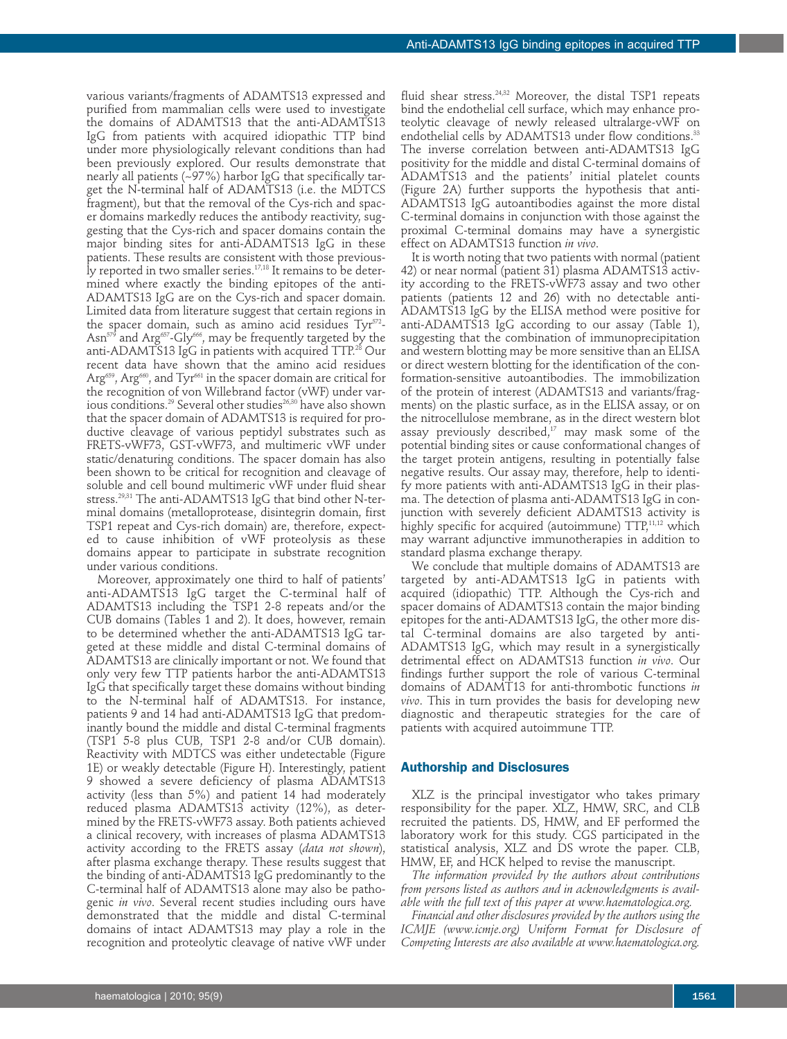various variants/fragments of ADAMTS13 expressed and purified from mammalian cells were used to investigate the domains of ADAMTS13 that the anti-ADAMTS13 IgG from patients with acquired idiopathic TTP bind under more physiologically relevant conditions than had been previously explored. Our results demonstrate that nearly all patients (~97%) harbor IgG that specifically target the N-terminal half of ADAMTS13 (i.e. the MDTCS fragment), but that the removal of the Cys-rich and spacer domains markedly reduces the antibody reactivity, suggesting that the Cys-rich and spacer domains contain the major binding sites for anti-ADAMTS13 IgG in these patients. These results are consistent with those previously reported in two smaller series.[17,18] It remains to be determined where exactly the binding epitopes of the anti-ADAMTS13 IgG are on the Cys-rich and spacer domain. Limited data from literature suggest that certain regions in the spacer domain, such as amino acid residues Tyr[572]-Asn[579] and Arg[657]-Gly[666], may be frequently targeted by the anti-ADAMTS13 IgG in patients with acquired TTP.[28] Our recent data have shown that the amino acid residues Arg[659], Arg[660], and Tyr[661] in the spacer domain are critical for the recognition of von Willebrand factor (vWF) under various conditions.[29] Several other studies[26,30] have also shown that the spacer domain of ADAMTS13 is required for productive cleavage of various peptidyl substrates such as FRETS-vWF73, GST-vWF73, and multimeric vWF under static/denaturing conditions. The spacer domain has also been shown to be critical for recognition and cleavage of soluble and cell bound multimeric vWF under fluid shear stress.[29,31] The anti-ADAMTS13 IgG that bind other N-terminal domains (metalloprotease, disintegrin domain, first TSP1 repeat and Cys-rich domain) are, therefore, expected to cause inhibition of vWF proteolysis as these domains appear to participate in substrate recognition under various conditions.

Moreover, approximately one third to half of patients' anti-ADAMTS13 IgG target the C-terminal half of ADAMTS13 including the TSP1 2-8 repeats and/or the CUB domains (Tables 1 and 2). It does, however, remain to be determined whether the anti-ADAMTS13 IgG targeted at these middle and distal C-terminal domains of ADAMTS13 are clinically important or not. We found that only very few TTP patients harbor the anti-ADAMTS13 IgG that specifically target these domains without binding to the N-terminal half of ADAMTS13. For instance, patients 9 and 14 had anti-ADAMTS13 IgG that predominantly bound the middle and distal C-terminal fragments (TSP1 5-8 plus CUB, TSP1 2-8 and/or CUB domain). Reactivity with MDTCS was either undetectable (Figure 1E) or weakly detectable (Figure H). Interestingly, patient 9 showed a severe deficiency of plasma ADAMTS13 activity (less than 5%) and patient 14 had moderately reduced plasma ADAMTS13 activity (12%), as determined by the FRETS-vWF73 assay. Both patients achieved a clinical recovery, with increases of plasma ADAMTS13 activity according to the FRETS assay (*data not shown*), after plasma exchange therapy. These results suggest that the binding of anti-ADAMTS13 IgG predominantly to the C-terminal half of ADAMTS13 alone may also be pathogenic *in vivo*. Several recent studies including ours have demonstrated that the middle and distal C-terminal domains of intact ADAMTS13 may play a role in the recognition and proteolytic cleavage of native vWF under fluid shear stress.[24,32] Moreover, the distal TSP1 repeats bind the endothelial cell surface, which may enhance proteolytic cleavage of newly released ultralarge-vWF on endothelial cells by ADAMTS13 under flow conditions.[33] The inverse correlation between anti-ADAMTS13 IgG positivity for the middle and distal C-terminal domains of ADAMTS13 and the patients' initial platelet counts (Figure 2A) further supports the hypothesis that anti-ADAMTS13 IgG autoantibodies against the more distal C-terminal domains in conjunction with those against the proximal C-terminal domains may have a synergistic effect on ADAMTS13 function *in vivo*.

It is worth noting that two patients with normal (patient 42) or near normal (patient 31) plasma ADAMTS13 activity according to the FRETS-vWF73 assay and two other patients (patients 12 and 26) with no detectable anti-ADAMTS13 IgG by the ELISA method were positive for anti-ADAMTS13 IgG according to our assay (Table 1), suggesting that the combination of immunoprecipitation and western blotting may be more sensitive than an ELISA or direct western blotting for the identification of the conformation-sensitive autoantibodies. The immobilization of the protein of interest (ADAMTS13 and variants/fragments) on the plastic surface, as in the ELISA assay, or on the nitrocellulose membrane, as in the direct western blot assay previously described,[17] may mask some of the potential binding sites or cause conformational changes of the target protein antigens, resulting in potentially false negative results. Our assay may, therefore, help to identify more patients with anti-ADAMTS13 IgG in their plasma. The detection of plasma anti-ADAMTS13 IgG in conjunction with severely deficient ADAMTS13 activity is highly specific for acquired (autoimmune) TTP,[11,12] which may warrant adjunctive immunotherapies in addition to standard plasma exchange therapy.

We conclude that multiple domains of ADAMTS13 are targeted by anti-ADAMTS13 IgG in patients with acquired (idiopathic) TTP. Although the Cys-rich and spacer domains of ADAMTS13 contain the major binding epitopes for the anti-ADAMTS13 IgG, the other more distal C-terminal domains are also targeted by anti-ADAMTS13 IgG, which may result in a synergistically detrimental effect on ADAMTS13 function *in vivo*. Our findings further support the role of various C-terminal domains of ADAMT13 for anti-thrombotic functions *in vivo*. This in turn provides the basis for developing new diagnostic and therapeutic strategies for the care of patients with acquired autoimmune TTP.

## Authorship and Disclosures

XLZ is the principal investigator who takes primary responsibility for the paper. XLZ, HMW, SRC, and CLB recruited the patients. DS, HMW, and EF performed the laboratory work for this study. CGS participated in the statistical analysis, XLZ and DS wrote the paper. CLB, HMW, EF, and HCK helped to revise the manuscript.

*The information provided by the authors about contributions from persons listed as authors and in acknowledgments is available with the full text of this paper at www.haematologica.org.*

*Financial and other disclosures provided by the authors using the ICMJE (www.icmje.org) Uniform Format for Disclosure of Competing Interests are also available at www.haematologica.org.*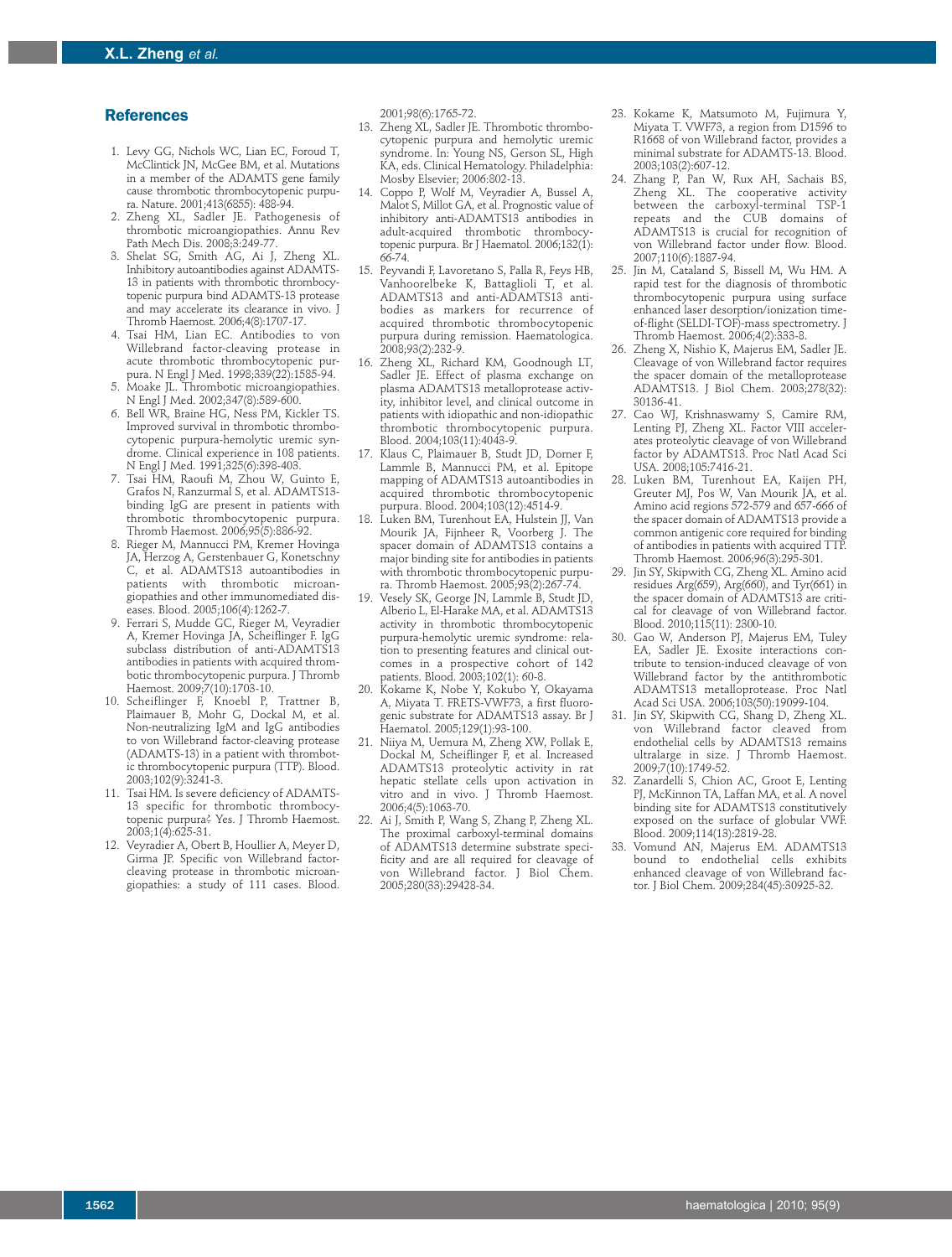## References

1. Levy GG, Nichols WC, Lian EC, Foroud T, McClintick JN, McGee BM, et al. Mutations in a member of the ADAMTS gene family cause thrombotic thrombocytopenic purpura. Nature. 2001;413(6855): 488-94.
2. Zheng XL, Sadler JE. Pathogenesis of thrombotic microangiopathies. Annu Rev Path Mech Dis. 2008;3:249-77.
3. Shelat SG, Smith AG, Ai J, Zheng XL. Inhibitory autoantibodies against ADAMTS-13 in patients with thrombotic thrombocytopenic purpura bind ADAMTS-13 protease and may accelerate its clearance in vivo. J Thromb Haemost. 2006;4(8):1707-17.
4. Tsai HM, Lian EC. Antibodies to von Willebrand factor-cleaving protease in acute thrombotic thrombocytopenic purpura. N Engl J Med. 1998;339(22):1585-94.
5. Moake JL. Thrombotic microangiopathies. N Engl J Med. 2002;347(8):589-600.
6. Bell WR, Braine HG, Ness PM, Kickler TS. Improved survival in thrombotic thrombocytopenic purpura-hemolytic uremic syndrome. Clinical experience in 108 patients. N Engl J Med. 1991;325(6):398-403.
7. Tsai HM, Raoufi M, Zhou W, Guinto E, Grafos N, Ranzurmal S, et al. ADAMTS13-binding IgG are present in patients with thrombotic thrombocytopenic purpura. Thromb Haemost. 2006;95(5):886-92.
8. Rieger M, Mannucci PM, Kremer Hovinga JA, Herzog A, Gerstenbauer G, Konetschny C, et al. ADAMTS13 autoantibodies in patients with thrombotic microangiopathies and other immunomediated diseases. Blood. 2005;106(4):1262-7.
9. Ferrari S, Mudde GC, Rieger M, Veyradier A, Kremer Hovinga JA, Scheiflinger F. IgG subclass distribution of anti-ADAMTS13 antibodies in patients with acquired thrombotic thrombocytopenic purpura. J Thromb Haemost. 2009;7(10):1703-10.
10. Scheiflinger F, Knoebl P, Trattner B, Plaimauer B, Mohr G, Dockal M, et al. Non-neutralizing IgM and IgG antibodies to von Willebrand factor-cleaving protease (ADAMTS-13) in a patient with thrombotic thrombocytopenic purpura (TTP). Blood. 2003;102(9):3241-3.
11. Tsai HM. Is severe deficiency of ADAMTS-13 specific for thrombotic thrombocytopenic purpura? Yes. J Thromb Haemost. 2003;1(4):625-31.
12. Veyradier A, Obert B, Houllier A, Meyer D, Girma JP. Specific von Willebrand factor-cleaving protease in thrombotic microangiopathies: a study of 111 cases. Blood. 2001;98(6):1765-72.
13. Zheng XL, Sadler JE. Thrombotic thrombocytopenic purpura and hemolytic uremic syndrome. In: Young NS, Gerson SL, High KA, eds. Clinical Hematology. Philadelphia: Mosby Elsevier; 2006:802-13.
14. Coppo P, Wolf M, Veyradier A, Bussel A, Malot S, Millot GA, et al. Prognostic value of inhibitory anti-ADAMTS13 antibodies in adult-acquired thrombotic thrombocytopenic purpura. Br J Haematol. 2006;132(1):66-74.
15. Peyvandi F, Lavoretano S, Palla R, Feys HB, Vanhoorelbeke K, Battaglioli T, et al. ADAMTS13 and anti-ADAMTS13 antibodies as markers for recurrence of acquired thrombotic thrombocytopenic purpura during remission. Haematologica. 2008;93(2):232-9.
16. Zheng XL, Richard KM, Goodnough LT, Sadler JE. Effect of plasma exchange on plasma ADAMTS13 metalloprotease activity, inhibitor level, and clinical outcome in patients with idiopathic and non-idiopathic thrombotic thrombocytopenic purpura. Blood. 2004;103(11):4043-9.
17. Klaus C, Plaimauer B, Studt JD, Dorner F, Lammle B, Mannucci PM, et al. Epitope mapping of ADAMTS13 autoantibodies in acquired thrombotic thrombocytopenic purpura. Blood. 2004;103(12):4514-9.
18. Luken BM, Turenhout EA, Hulstein JJ, Van Mourik JA, Fijnheer R, Voorberg J. The spacer domain of ADAMTS13 contains a major binding site for antibodies in patients with thrombotic thrombocytopenic purpura. Thromb Haemost. 2005;93(2):267-74.
19. Vesely SK, George JN, Lammle B, Studt JD, Alberio L, El-Harake MA, et al. ADAMTS13 activity in thrombotic thrombocytopenic purpura-hemolytic uremic syndrome: relation to presenting features and clinical outcomes in a prospective cohort of 142 patients. Blood. 2003;102(1): 60-8.
20. Kokame K, Nobe Y, Kokubo Y, Okayama A, Miyata T. FRETS-VWF73, a first fluorogenic substrate for ADAMTS13 assay. Br J Haematol. 2005;129(1):93-100.
21. Niiya M, Uemura M, Zheng XW, Pollak E, Dockal M, Scheiflinger F, et al. Increased ADAMTS13 proteolytic activity in rat hepatic stellate cells upon activation in vitro and in vivo. J Thromb Haemost. 2006;4(5):1063-70.
22. Ai J, Smith P, Wang S, Zhang P, Zheng XL. The proximal carboxyl-terminal domains of ADAMTS13 determine substrate specificity and are all required for cleavage of von Willebrand factor. J Biol Chem. 2005;280(33):29428-34.
23. Kokame K, Matsumoto M, Fujimura Y, Miyata T. VWF73, a region from D1596 to R1668 of von Willebrand factor, provides a minimal substrate for ADAMTS-13. Blood. 2003;103(2):607-12.
24. Zhang P, Pan W, Rux AH, Sachais BS, Zheng XL. The cooperative activity between the carboxyl-terminal TSP-1 repeats and the CUB domains of ADAMTS13 is crucial for recognition of von Willebrand factor under flow. Blood. 2007;110(6):1887-94.
25. Jin M, Cataland S, Bissell M, Wu HM. A rapid test for the diagnosis of thrombotic thrombocytopenic purpura using surface enhanced laser desorption/ionization time-of-flight (SELDI-TOF)-mass spectrometry. J Thromb Haemost. 2006;4(2):333-8.
26. Zheng X, Nishio K, Majerus EM, Sadler JE. Cleavage of von Willebrand factor requires the spacer domain of the metalloprotease ADAMTS13. J Biol Chem. 2003;278(32): 30136-41.
27. Cao WJ, Krishnaswamy S, Camire RM, Lenting PJ, Zheng XL. Factor VIII accelerates proteolytic cleavage of von Willebrand factor by ADAMTS13. Proc Natl Acad Sci USA. 2008;105:7416-21.
28. Luken BM, Turenhout EA, Kaijen PH, Greuter MJ, Pos W, Van Mourik JA, et al. Amino acid regions 572-579 and 657-666 of the spacer domain of ADAMTS13 provide a common antigenic core required for binding of antibodies in patients with acquired TTP. Thromb Haemost. 2006;96(3):295-301.
29. Jin SY, Skipwith CG, Zheng XL. Amino acid residues Arg(659), Arg(660), and Tyr(661) in the spacer domain of ADAMTS13 are critical for cleavage of von Willebrand factor. Blood. 2010;115(11): 2300-10.
30. Gao W, Anderson PJ, Majerus EM, Tuley EA, Sadler JE. Exosite interactions contribute to tension-induced cleavage of von Willebrand factor by the antithrombotic ADAMTS13 metalloprotease. Proc Natl Acad Sci USA. 2006;103(50):19099-104.
31. Jin SY, Skipwith CG, Shang D, Zheng XL. von Willebrand factor cleaved from endothelial cells by ADAMTS13 remains ultralarge in size. J Thromb Haemost. 2009;7(10):1749-52.
32. Zanardelli S, Chion AC, Groot E, Lenting PJ, McKinnon TA, Laffan MA, et al. A novel binding site for ADAMTS13 constitutively exposed on the surface of globular VWF. Blood. 2009;114(13):2819-28.
33. Vomund AN, Majerus EM. ADAMTS13 bound to endothelial cells exhibits enhanced cleavage of von Willebrand factor. J Biol Chem. 2009;284(45):30925-32.